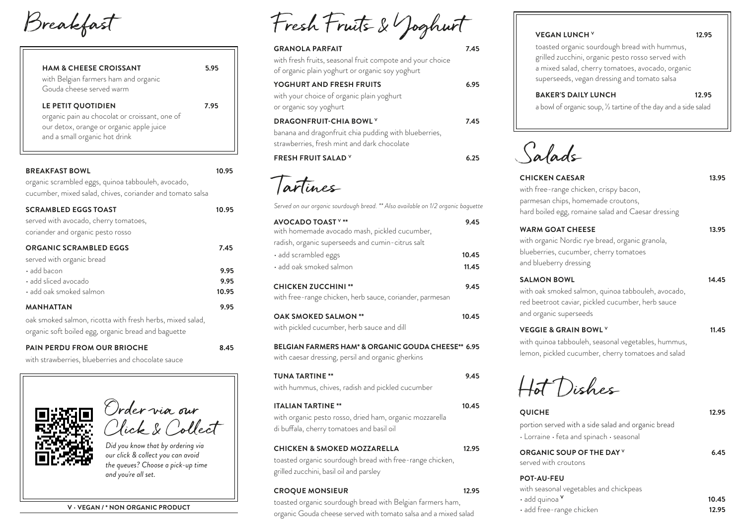# Breakfast

**HAM & CHEESE CROISSANT** 5.95
with Belgian farmers ham and organic Gouda cheese served warm

**LE PETIT QUOTIDIEN** 7.95
organic pain au chocolat or croissant, one of our detox, orange or organic apple juice and a small organic hot drink

**BREAKFAST BOWL** 10.95
organic scrambled eggs, quinoa tabbouleh, avocado, cucumber, mixed salad, chives, coriander and tomato salsa

**SCRAMBLED EGGS TOAST** 10.95
served with avocado, cherry tomatoes, coriander and organic pesto rosso

**ORGANIC SCRAMBLED EGGS** 7.45
served with organic bread
- add bacon 9.95
- add sliced avocado 9.95
- add oak smoked salmon 10.95

**MANHATTAN** 9.95
oak smoked salmon, ricotta with fresh herbs, mixed salad, organic soft boiled egg, organic bread and baguette

**PAIN PERDU FROM OUR BRIOCHE** 8.45
with strawberries, blueberries and chocolate sauce

## Order via our Click & Collect

*Did you know that by ordering via our click & collect you can avoid the queues? Choose a pick-up time and you're all set.*

**V - VEGAN / * NON ORGANIC PRODUCT**

# Fresh Fruits & Yoghurt

**GRANOLA PARFAIT** 7.45
with fresh fruits, seasonal fruit compote and your choice of organic plain yoghurt or organic soy yoghurt

**YOGHURT AND FRESH FRUITS** 6.95
with your choice of organic plain yoghurt or organic soy yoghurt

**DRAGONFRUIT-CHIA BOWL V** 7.45
banana and dragonfruit chia pudding with blueberries, strawberries, fresh mint and dark chocolate

**FRESH FRUIT SALAD V** 6.25

# Tartines

*Served on our organic sourdough bread. ** Also available on 1/2 organic baguette*

**AVOCADO TOAST V \*\*** 9.45
with homemade avocado mash, pickled cucumber, radish, organic superseeds and cumin-citrus salt
- add scrambled eggs 10.45
- add oak smoked salmon 11.45

**CHICKEN ZUCCHINI \*\*** 9.45
with free-range chicken, herb sauce, coriander, parmesan

**OAK SMOKED SALMON \*\*** 10.45
with pickled cucumber, herb sauce and dill

**BELGIAN FARMERS HAM* & ORGANIC GOUDA CHEESE\*\*** 6.95
with caesar dressing, persil and organic gherkins

**TUNA TARTINE \*\*** 9.45
with hummus, chives, radish and pickled cucumber

**ITALIAN TARTINE \*\*** 10.45
with organic pesto rosso, dried ham, organic mozzarella di buffala, cherry tomatoes and basil oil

**CHICKEN & SMOKED MOZZARELLA** 12.95
toasted organic sourdough bread with free-range chicken, grilled zucchini, basil oil and parsley

**CROQUE MONSIEUR** 12.95
toasted organic sourdough bread with Belgian farmers ham, organic Gouda cheese served with tomato salsa and a mixed salad

**VEGAN LUNCH V** 12.95
toasted organic sourdough bread with hummus, grilled zucchini, organic pesto rosso served with a mixed salad, cherry tomatoes, avocado, organic superseeds, vegan dressing and tomato salsa

**BAKER'S DAILY LUNCH** 12.95
a bowl of organic soup, ½ tartine of the day and a side salad

# Salads

**CHICKEN CAESAR** 13.95
with free-range chicken, crispy bacon, parmesan chips, homemade croutons, hard boiled egg, romaine salad and Caesar dressing

**WARM GOAT CHEESE** 13.95
with organic Nordic rye bread, organic granola, blueberries, cucumber, cherry tomatoes and blueberry dressing

**SALMON BOWL** 14.45
with oak smoked salmon, quinoa tabbouleh, avocado, red beetroot caviar, pickled cucumber, herb sauce and organic superseeds

**VEGGIE & GRAIN BOWL V** 11.45
with quinoa tabbouleh, seasonal vegetables, hummus, lemon, pickled cucumber, cherry tomatoes and salad

# Hot Dishes

**QUICHE** 12.95
portion served with a side salad and organic bread
- Lorraine - feta and spinach - seasonal

**ORGANIC SOUP OF THE DAY V** 6.45
served with croutons

**POT-AU-FEU**
with seasonal vegetables and chickpeas
- add quinoa V 10.45
- add free-range chicken 12.95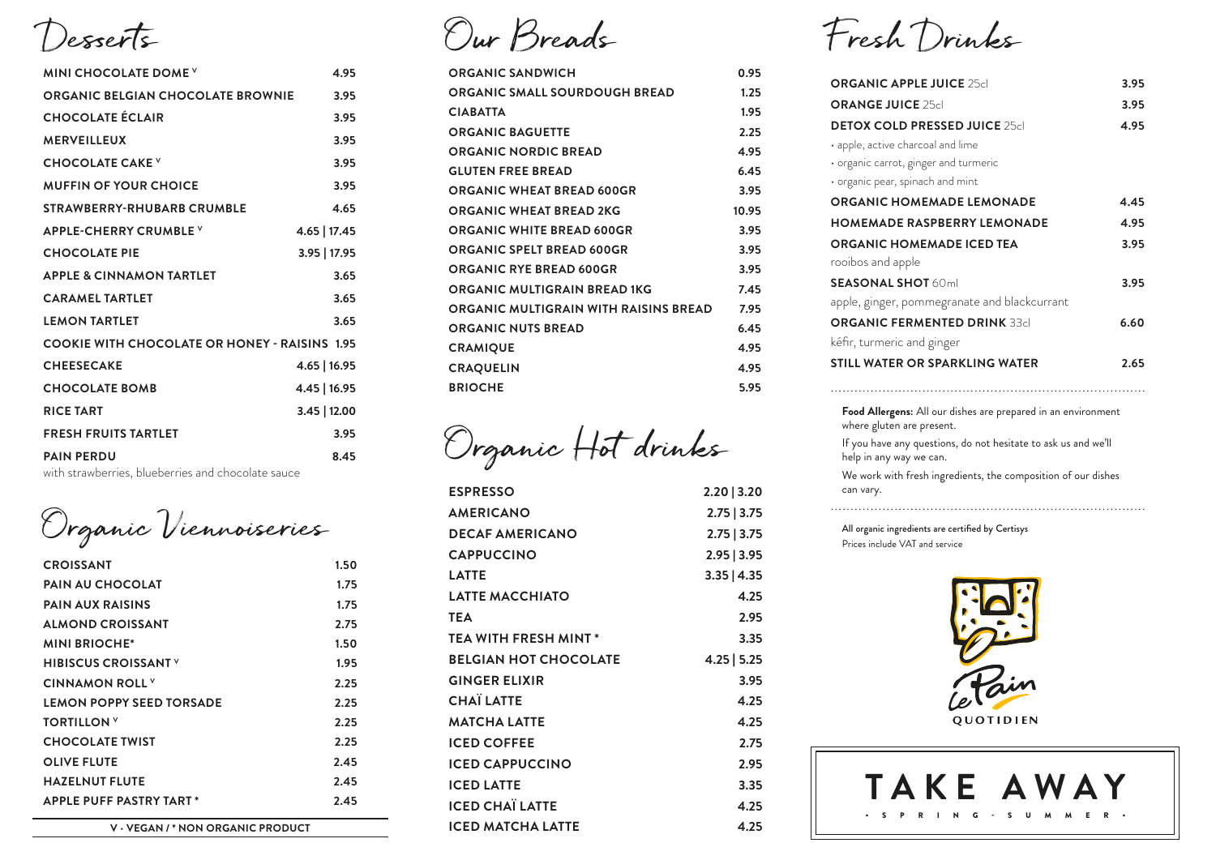# Desserts

| | |
|---|---|
| **MINI CHOCOLATE DOME** V | 4.95 |
| **ORGANIC BELGIAN CHOCOLATE BROWNIE** | 3.95 |
| **CHOCOLATE ÉCLAIR** | 3.95 |
| **MERVEILLEUX** | 3.95 |
| **CHOCOLATE CAKE** V | 3.95 |
| **MUFFIN OF YOUR CHOICE** | 3.95 |
| **STRAWBERRY-RHUBARB CRUMBLE** | 4.65 |
| **APPLE-CHERRY CRUMBLE** V | 4.65 \| 17.45 |
| **CHOCOLATE PIE** | 3.95 \| 17.95 |
| **APPLE & CINNAMON TARTLET** | 3.65 |
| **CARAMEL TARTLET** | 3.65 |
| **LEMON TARTLET** | 3.65 |
| **COOKIE WITH CHOCOLATE OR HONEY - RAISINS** | 1.95 |
| **CHEESECAKE** | 4.65 \| 16.95 |
| **CHOCOLATE BOMB** | 4.45 \| 16.95 |
| **RICE TART** | 3.45 \| 12.00 |
| **FRESH FRUITS TARTLET** | 3.95 |
| **PAIN PERDU** with strawberries, blueberries and chocolate sauce | 8.45 |

# Organic Viennoiseries

| | |
|---|---|
| **CROISSANT** | 1.50 |
| **PAIN AU CHOCOLAT** | 1.75 |
| **PAIN AUX RAISINS** | 1.75 |
| **ALMOND CROISSANT** | 2.75 |
| **MINI BRIOCHE*** | 1.50 |
| **HIBISCUS CROISSANT** V | 1.95 |
| **CINNAMON ROLL** V | 2.25 |
| **LEMON POPPY SEED TORSADE** | 2.25 |
| **TORTILLON** V | 2.25 |
| **CHOCOLATE TWIST** | 2.25 |
| **OLIVE FLUTE** | 2.45 |
| **HAZELNUT FLUTE** | 2.45 |
| **APPLE PUFF PASTRY TART*** | 2.45 |

**V - VEGAN / * NON ORGANIC PRODUCT**

# Our Breads

| | |
|---|---|
| **ORGANIC SANDWICH** | 0.95 |
| **ORGANIC SMALL SOURDOUGH BREAD** | 1.25 |
| **CIABATTA** | 1.95 |
| **ORGANIC BAGUETTE** | 2.25 |
| **ORGANIC NORDIC BREAD** | 4.95 |
| **GLUTEN FREE BREAD** | 6.45 |
| **ORGANIC WHEAT BREAD 600GR** | 3.95 |
| **ORGANIC WHEAT BREAD 2KG** | 10.95 |
| **ORGANIC WHITE BREAD 600GR** | 3.95 |
| **ORGANIC SPELT BREAD 600GR** | 3.95 |
| **ORGANIC RYE BREAD 600GR** | 3.95 |
| **ORGANIC MULTIGRAIN BREAD 1KG** | 7.45 |
| **ORGANIC MULTIGRAIN WITH RAISINS BREAD** | 7.95 |
| **ORGANIC NUTS BREAD** | 6.45 |
| **CRAMIQUE** | 4.95 |
| **CRAQUELIN** | 4.95 |
| **BRIOCHE** | 5.95 |

# Organic Hot drinks

| | |
|---|---|
| **ESPRESSO** | 2.20 \| 3.20 |
| **AMERICANO** | 2.75 \| 3.75 |
| **DECAF AMERICANO** | 2.75 \| 3.75 |
| **CAPPUCCINO** | 2.95 \| 3.95 |
| **LATTE** | 3.35 \| 4.35 |
| **LATTE MACCHIATO** | 4.25 |
| **TEA** | 2.95 |
| **TEA WITH FRESH MINT*** | 3.35 |
| **BELGIAN HOT CHOCOLATE** | 4.25 \| 5.25 |
| **GINGER ELIXIR** | 3.95 |
| **CHAÏ LATTE** | 4.25 |
| **MATCHA LATTE** | 4.25 |
| **ICED COFFEE** | 2.75 |
| **ICED CAPPUCCINO** | 2.95 |
| **ICED LATTE** | 3.35 |
| **ICED CHAÏ LATTE** | 4.25 |
| **ICED MATCHA LATTE** | 4.25 |

# Fresh Drinks

| | |
|---|---|
| **ORGANIC APPLE JUICE** 25cl | 3.95 |
| **ORANGE JUICE** 25cl | 3.95 |
| **DETOX COLD PRESSED JUICE** 25cl<br>• apple, active charcoal and lime<br>• organic carrot, ginger and turmeric<br>• organic pear, spinach and mint | 4.95 |
| **ORGANIC HOMEMADE LEMONADE** | 4.45 |
| **HOMEMADE RASPBERRY LEMONADE** | 4.95 |
| **ORGANIC HOMEMADE ICED TEA** rooibos and apple | 3.95 |
| **SEASONAL SHOT** 60ml apple, ginger, pommegranate and blackcurrant | 3.95 |
| **ORGANIC FERMENTED DRINK** 33cl kéfir, turmeric and ginger | 6.60 |
| **STILL WATER OR SPARKLING WATER** | 2.65 |

**Food Allergens:** All our dishes are prepared in an environment where gluten are present.

If you have any questions, do not hesitate to ask us and we'll help in any way we can.

We work with fresh ingredients, the composition of our dishes can vary.

All organic ingredients are certified by Certisys

Prices include VAT and service

Le Pain QUOTIDIEN

**TAKE AWAY**

• SPRING - SUMMER •